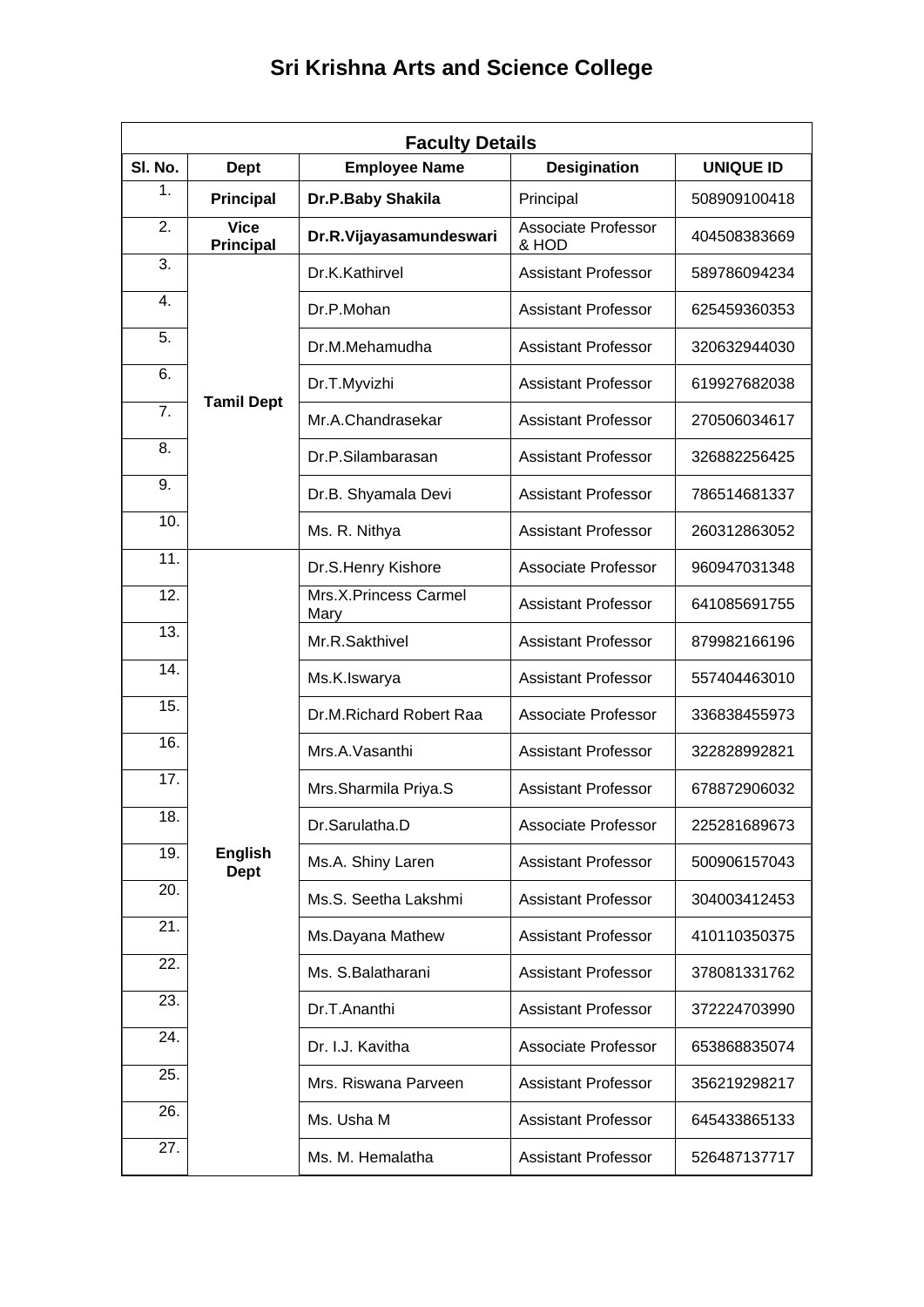# Sri Krishna Arts and Science College

| Faculty Details | | | | |
|---|---|---|---|---|
| **Sl. No.** | **Dept** | **Employee Name** | **Desigination** | **UNIQUE ID** |
| 1. | **Principal** | **Dr.P.Baby Shakila** | Principal | 508909100418 |
| 2. | **Vice Principal** | **Dr.R.Vijayasamundeswari** | Associate Professor & HOD | 404508383669 |
| 3. | **Tamil Dept** | Dr.K.Kathirvel | Assistant Professor | 589786094234 |
| 4. | | Dr.P.Mohan | Assistant Professor | 625459360353 |
| 5. | | Dr.M.Mehamudha | Assistant Professor | 320632944030 |
| 6. | | Dr.T.Myvizhi | Assistant Professor | 619927682038 |
| 7. | | Mr.A.Chandrasekar | Assistant Professor | 270506034617 |
| 8. | | Dr.P.Silambarasan | Assistant Professor | 326882256425 |
| 9. | | Dr.B. Shyamala Devi | Assistant Professor | 786514681337 |
| 10. | | Ms. R. Nithya | Assistant Professor | 260312863052 |
| 11. | **English Dept** | Dr.S.Henry Kishore | Associate Professor | 960947031348 |
| 12. | | Mrs.X.Princess Carmel Mary | Assistant Professor | 641085691755 |
| 13. | | Mr.R.Sakthivel | Assistant Professor | 879982166196 |
| 14. | | Ms.K.Iswarya | Assistant Professor | 557404463010 |
| 15. | | Dr.M.Richard Robert Raa | Associate Professor | 336838455973 |
| 16. | | Mrs.A.Vasanthi | Assistant Professor | 322828992821 |
| 17. | | Mrs.Sharmila Priya.S | Assistant Professor | 678872906032 |
| 18. | | Dr.Sarulatha.D | Associate Professor | 225281689673 |
| 19. | | Ms.A. Shiny Laren | Assistant Professor | 500906157043 |
| 20. | | Ms.S. Seetha Lakshmi | Assistant Professor | 304003412453 |
| 21. | | Ms.Dayana Mathew | Assistant Professor | 410110350375 |
| 22. | | Ms. S.Balatharani | Assistant Professor | 378081331762 |
| 23. | | Dr.T.Ananthi | Assistant Professor | 372224703990 |
| 24. | | Dr. I.J. Kavitha | Associate Professor | 653868835074 |
| 25. | | Mrs. Riswana Parveen | Assistant Professor | 356219298217 |
| 26. | | Ms. Usha M | Assistant Professor | 645433865133 |
| 27. | | Ms. M. Hemalatha | Assistant Professor | 526487137717 |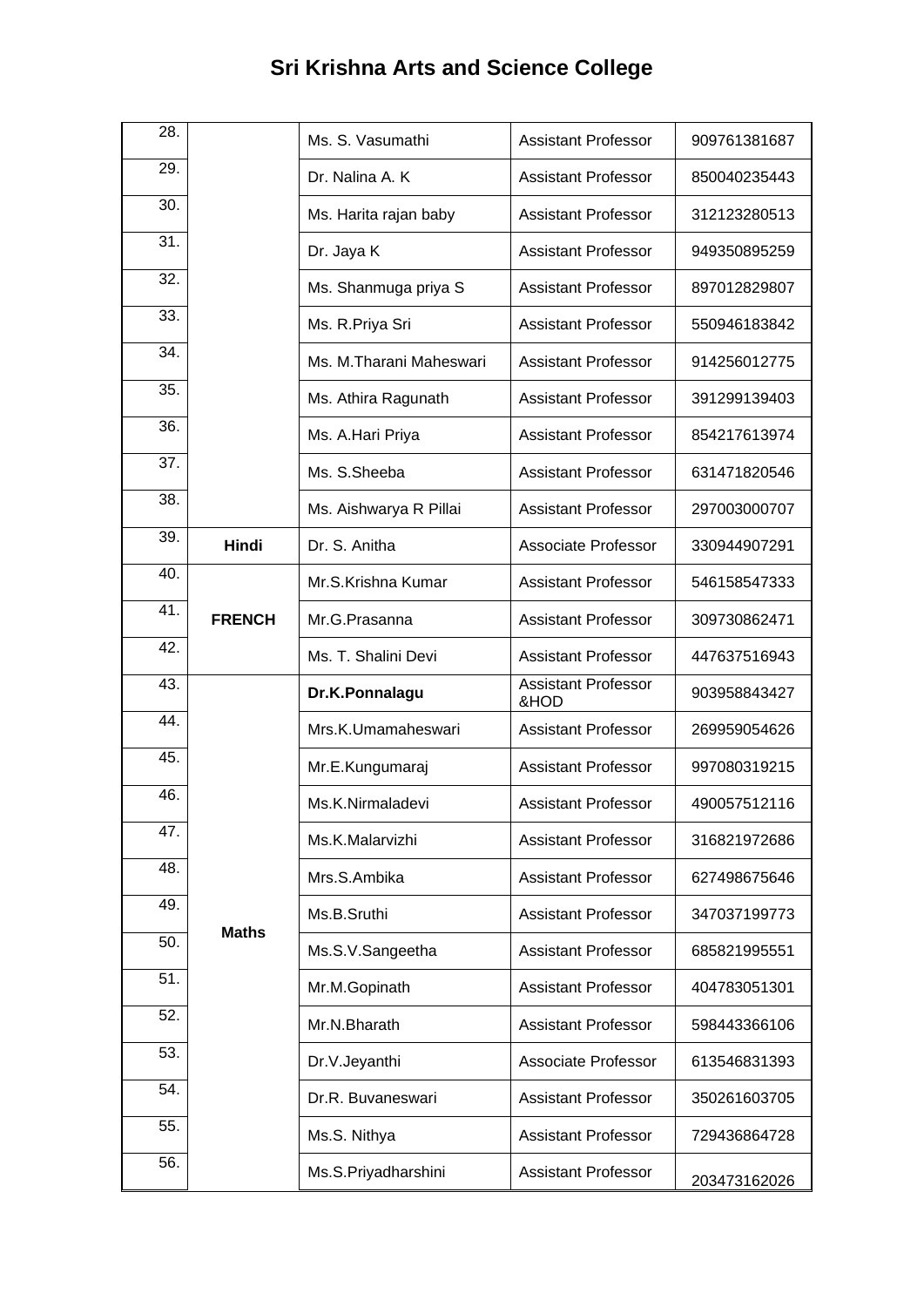# Sri Krishna Arts and Science College

| | | | | |
|---|---|---|---|---|
| 28. | | Ms. S. Vasumathi | Assistant Professor | 909761381687 |
| 29. | | Dr. Nalina A. K | Assistant Professor | 850040235443 |
| 30. | | Ms. Harita rajan baby | Assistant Professor | 312123280513 |
| 31. | | Dr. Jaya K | Assistant Professor | 949350895259 |
| 32. | | Ms. Shanmuga priya S | Assistant Professor | 897012829807 |
| 33. | | Ms. R.Priya Sri | Assistant Professor | 550946183842 |
| 34. | | Ms. M.Tharani Maheswari | Assistant Professor | 914256012775 |
| 35. | | Ms. Athira Ragunath | Assistant Professor | 391299139403 |
| 36. | | Ms. A.Hari Priya | Assistant Professor | 854217613974 |
| 37. | | Ms. S.Sheeba | Assistant Professor | 631471820546 |
| 38. | | Ms. Aishwarya R Pillai | Assistant Professor | 297003000707 |
| 39. | **Hindi** | Dr. S. Anitha | Associate Professor | 330944907291 |
| 40. | **FRENCH** | Mr.S.Krishna Kumar | Assistant Professor | 546158547333 |
| 41. | | Mr.G.Prasanna | Assistant Professor | 309730862471 |
| 42. | | Ms. T. Shalini Devi | Assistant Professor | 447637516943 |
| 43. | **Maths** | **Dr.K.Ponnalagu** | Assistant Professor &HOD | 903958843427 |
| 44. | | Mrs.K.Umamaheswari | Assistant Professor | 269959054626 |
| 45. | | Mr.E.Kungumaraj | Assistant Professor | 997080319215 |
| 46. | | Ms.K.Nirmaladevi | Assistant Professor | 490057512116 |
| 47. | | Ms.K.Malarvizhi | Assistant Professor | 316821972686 |
| 48. | | Mrs.S.Ambika | Assistant Professor | 627498675646 |
| 49. | | Ms.B.Sruthi | Assistant Professor | 347037199773 |
| 50. | | Ms.S.V.Sangeetha | Assistant Professor | 685821995551 |
| 51. | | Mr.M.Gopinath | Assistant Professor | 404783051301 |
| 52. | | Mr.N.Bharath | Assistant Professor | 598443366106 |
| 53. | | Dr.V.Jeyanthi | Associate Professor | 613546831393 |
| 54. | | Dr.R. Buvaneswari | Assistant Professor | 350261603705 |
| 55. | | Ms.S. Nithya | Assistant Professor | 729436864728 |
| 56. | | Ms.S.Priyadharshini | Assistant Professor | 203473162026 |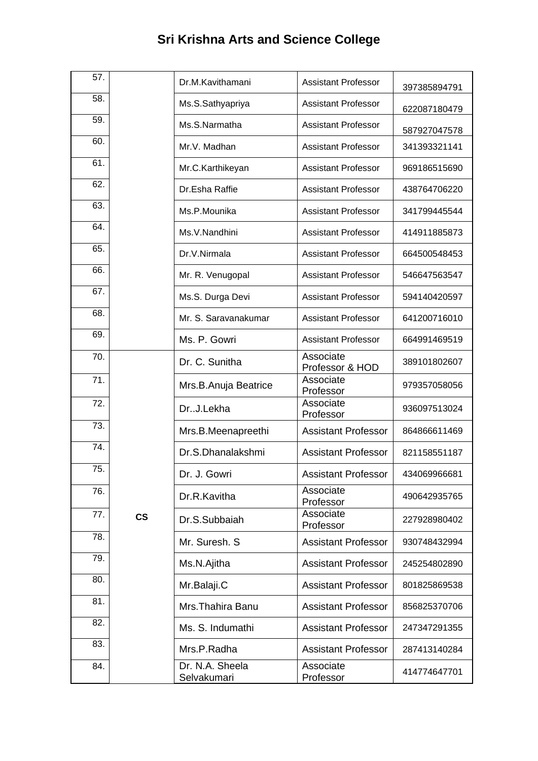# Sri Krishna Arts and Science College

| | | | | |
|---|---|---|---|---|
| 57. | | Dr.M.Kavithamani | Assistant Professor | 397385894791 |
| 58. | | Ms.S.Sathyapriya | Assistant Professor | 622087180479 |
| 59. | | Ms.S.Narmatha | Assistant Professor | 587927047578 |
| 60. | | Mr.V. Madhan | Assistant Professor | 341393321141 |
| 61. | | Mr.C.Karthikeyan | Assistant Professor | 969186515690 |
| 62. | | Dr.Esha Raffie | Assistant Professor | 438764706220 |
| 63. | | Ms.P.Mounika | Assistant Professor | 341799445544 |
| 64. | | Ms.V.Nandhini | Assistant Professor | 414911885873 |
| 65. | | Dr.V.Nirmala | Assistant Professor | 664500548453 |
| 66. | | Mr. R. Venugopal | Assistant Professor | 546647563547 |
| 67. | | Ms.S. Durga Devi | Assistant Professor | 594140420597 |
| 68. | | Mr. S. Saravanakumar | Assistant Professor | 641200716010 |
| 69. | | Ms. P. Gowri | Assistant Professor | 664991469519 |
| 70. | CS | Dr. C. Sunitha | Associate Professor & HOD | 389101802607 |
| 71. | | Mrs.B.Anuja Beatrice | Associate Professor | 979357058056 |
| 72. | | Dr..J.Lekha | Associate Professor | 936097513024 |
| 73. | | Mrs.B.Meenapreethi | Assistant Professor | 864866611469 |
| 74. | | Dr.S.Dhanalakshmi | Assistant Professor | 821158551187 |
| 75. | | Dr. J. Gowri | Assistant Professor | 434069966681 |
| 76. | | Dr.R.Kavitha | Associate Professor | 490642935765 |
| 77. | | Dr.S.Subbaiah | Associate Professor | 227928980402 |
| 78. | | Mr. Suresh. S | Assistant Professor | 930748432994 |
| 79. | | Ms.N.Ajitha | Assistant Professor | 245254802890 |
| 80. | | Mr.Balaji.C | Assistant Professor | 801825869538 |
| 81. | | Mrs.Thahira Banu | Assistant Professor | 856825370706 |
| 82. | | Ms. S. Indumathi | Assistant Professor | 247347291355 |
| 83. | | Mrs.P.Radha | Assistant Professor | 287413140284 |
| 84. | | Dr. N.A. Sheela Selvakumari | Associate Professor | 414774647701 |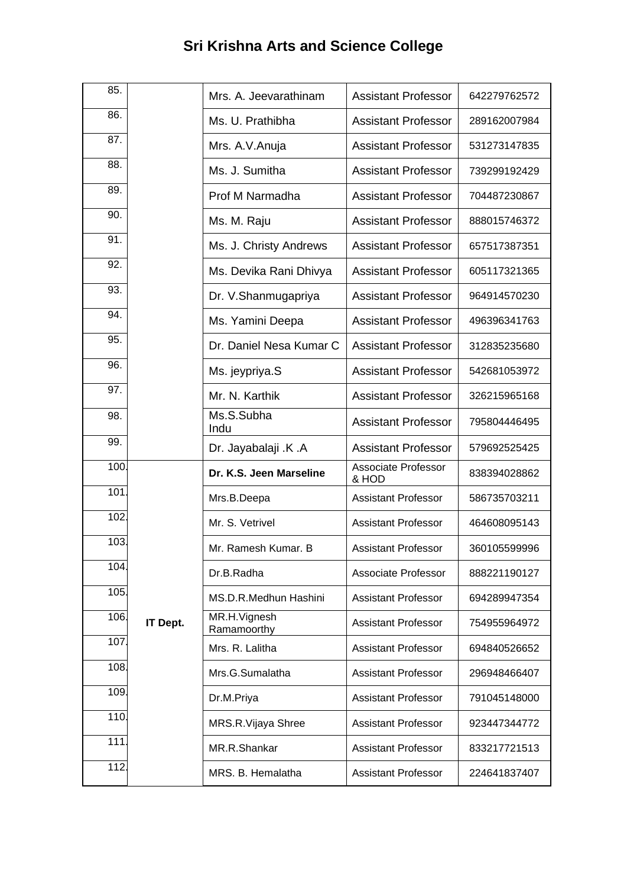# Sri Krishna Arts and Science College

| | | | | |
|---|---|---|---|---|
| 85. | | Mrs. A. Jeevarathinam | Assistant Professor | 642279762572 |
| 86. | | Ms. U. Prathibha | Assistant Professor | 289162007984 |
| 87. | | Mrs. A.V.Anuja | Assistant Professor | 531273147835 |
| 88. | | Ms. J. Sumitha | Assistant Professor | 739299192429 |
| 89. | | Prof M Narmadha | Assistant Professor | 704487230867 |
| 90. | | Ms. M. Raju | Assistant Professor | 888015746372 |
| 91. | | Ms. J. Christy Andrews | Assistant Professor | 657517387351 |
| 92. | | Ms. Devika Rani Dhivya | Assistant Professor | 605117321365 |
| 93. | | Dr. V.Shanmugapriya | Assistant Professor | 964914570230 |
| 94. | | Ms. Yamini Deepa | Assistant Professor | 496396341763 |
| 95. | | Dr. Daniel Nesa Kumar C | Assistant Professor | 312835235680 |
| 96. | | Ms. jeypriya.S | Assistant Professor | 542681053972 |
| 97. | | Mr. N. Karthik | Assistant Professor | 326215965168 |
| 98. | | Ms.S.Subha Indu | Assistant Professor | 795804446495 |
| 99. | | Dr. Jayabalaji .K .A | Assistant Professor | 579692525425 |
| 100. | IT Dept. | **Dr. K.S. Jeen Marseline** | Associate Professor & HOD | 838394028862 |
| 101. | | Mrs.B.Deepa | Assistant Professor | 586735703211 |
| 102. | | Mr. S. Vetrivel | Assistant Professor | 464608095143 |
| 103. | | Mr. Ramesh Kumar. B | Assistant Professor | 360105599996 |
| 104. | | Dr.B.Radha | Associate Professor | 888221190127 |
| 105. | | MS.D.R.Medhun Hashini | Assistant Professor | 694289947354 |
| 106. | | MR.H.Vignesh Ramamoorthy | Assistant Professor | 754955964972 |
| 107. | | Mrs. R. Lalitha | Assistant Professor | 694840526652 |
| 108. | | Mrs.G.Sumalatha | Assistant Professor | 296948466407 |
| 109. | | Dr.M.Priya | Assistant Professor | 791045148000 |
| 110. | | MRS.R.Vijaya Shree | Assistant Professor | 923447344772 |
| 111. | | MR.R.Shankar | Assistant Professor | 833217721513 |
| 112. | | MRS. B. Hemalatha | Assistant Professor | 224641837407 |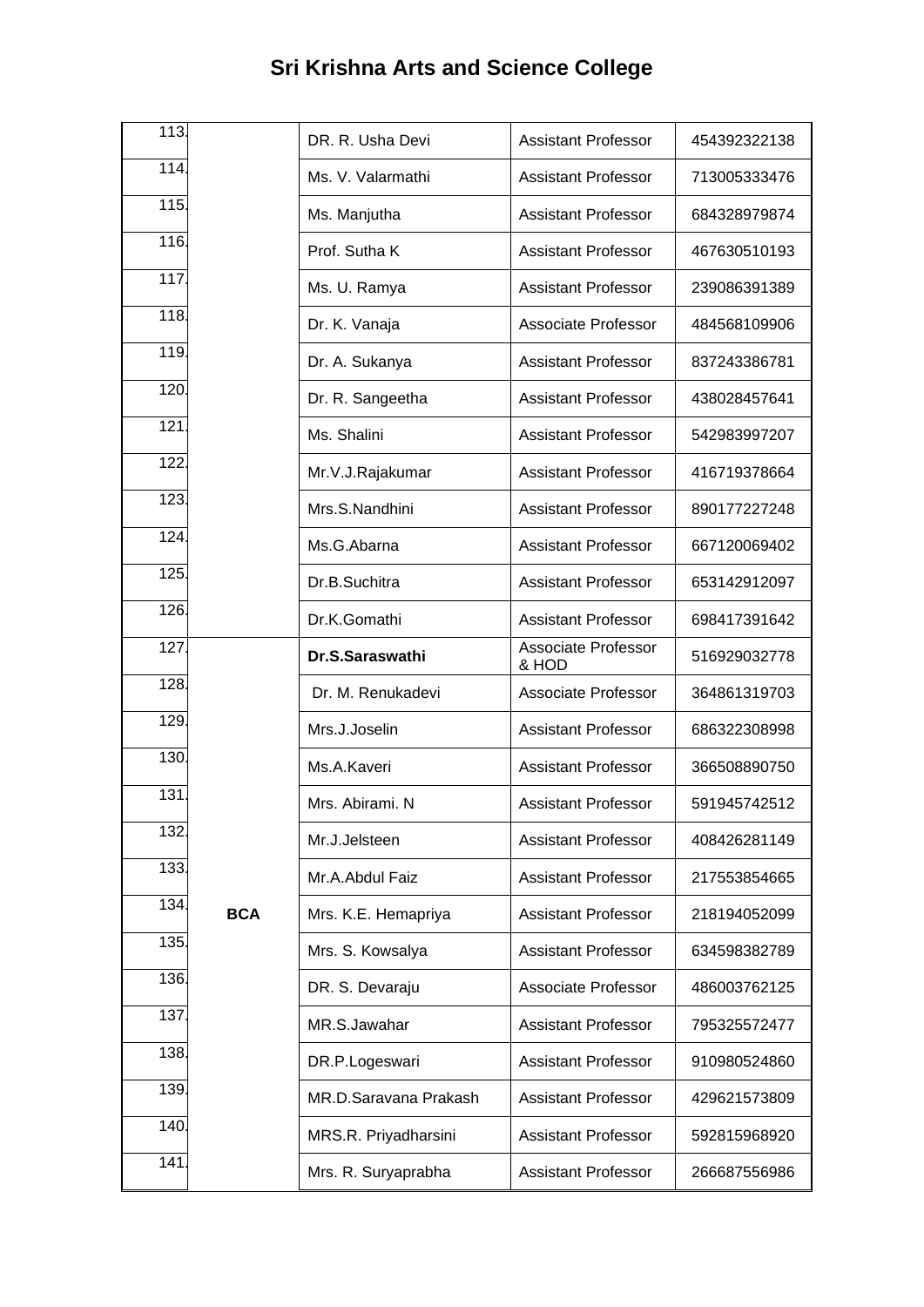# Sri Krishna Arts and Science College

| | | | | |
|---|---|---|---|---|
| 113. | | DR. R. Usha Devi | Assistant Professor | 454392322138 |
| 114. | | Ms. V. Valarmathi | Assistant Professor | 713005333476 |
| 115. | | Ms. Manjutha | Assistant Professor | 684328979874 |
| 116. | | Prof. Sutha K | Assistant Professor | 467630510193 |
| 117. | | Ms. U. Ramya | Assistant Professor | 239086391389 |
| 118. | | Dr. K. Vanaja | Associate Professor | 484568109906 |
| 119. | | Dr. A. Sukanya | Assistant Professor | 837243386781 |
| 120. | | Dr. R. Sangeetha | Assistant Professor | 438028457641 |
| 121. | | Ms. Shalini | Assistant Professor | 542983997207 |
| 122. | | Mr.V.J.Rajakumar | Assistant Professor | 416719378664 |
| 123. | | Mrs.S.Nandhini | Assistant Professor | 890177227248 |
| 124. | | Ms.G.Abarna | Assistant Professor | 667120069402 |
| 125. | | Dr.B.Suchitra | Assistant Professor | 653142912097 |
| 126. | | Dr.K.Gomathi | Assistant Professor | 698417391642 |
| 127. | **BCA** | **Dr.S.Saraswathi** | Associate Professor & HOD | 516929032778 |
| 128. | | Dr. M. Renukadevi | Associate Professor | 364861319703 |
| 129. | | Mrs.J.Joselin | Assistant Professor | 686322308998 |
| 130. | | Ms.A.Kaveri | Assistant Professor | 366508890750 |
| 131. | | Mrs. Abirami. N | Assistant Professor | 591945742512 |
| 132. | | Mr.J.Jelsteen | Assistant Professor | 408426281149 |
| 133. | | Mr.A.Abdul Faiz | Assistant Professor | 217553854665 |
| 134. | | Mrs. K.E. Hemapriya | Assistant Professor | 218194052099 |
| 135. | | Mrs. S. Kowsalya | Assistant Professor | 634598382789 |
| 136. | | DR. S. Devaraju | Associate Professor | 486003762125 |
| 137. | | MR.S.Jawahar | Assistant Professor | 795325572477 |
| 138. | | DR.P.Logeswari | Assistant Professor | 910980524860 |
| 139. | | MR.D.Saravana Prakash | Assistant Professor | 429621573809 |
| 140. | | MRS.R. Priyadharsini | Assistant Professor | 592815968920 |
| 141. | | Mrs. R. Suryaprabha | Assistant Professor | 266687556986 |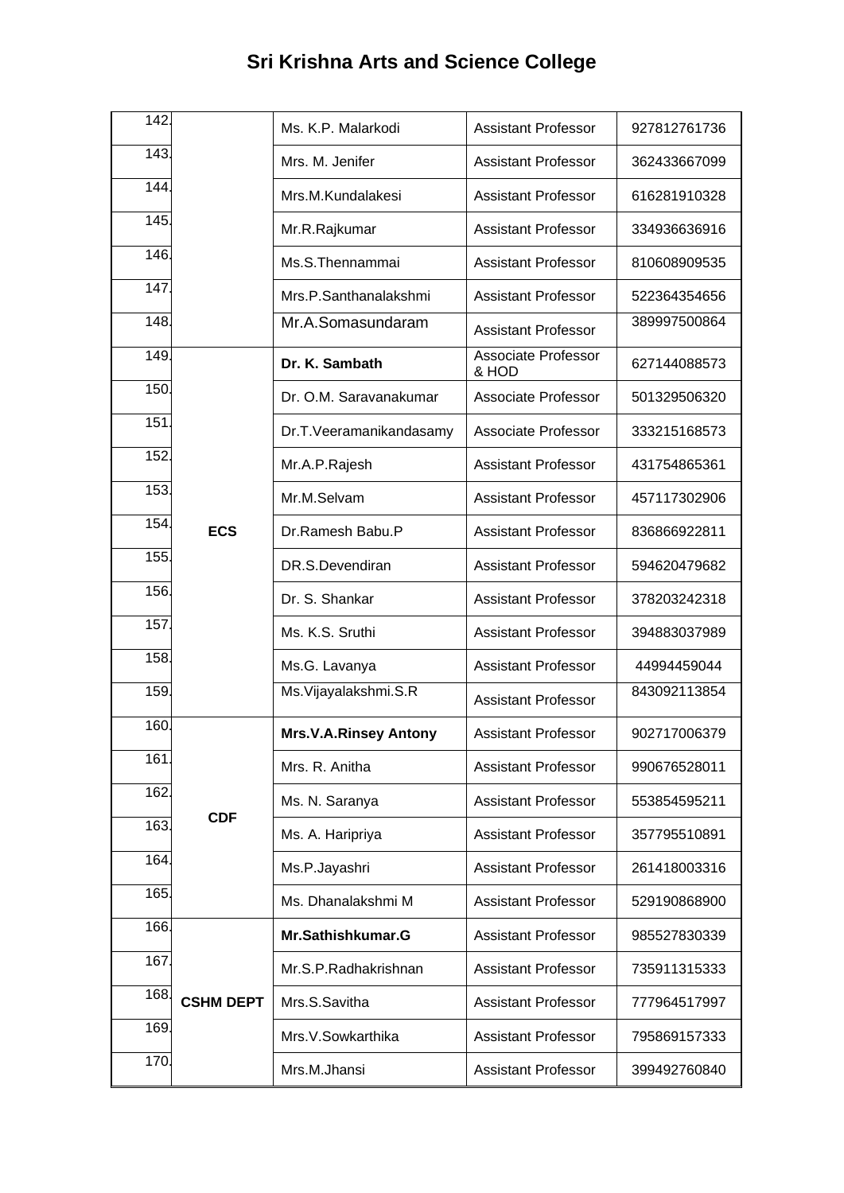# Sri Krishna Arts and Science College

| | | | | |
|---|---|---|---|---|
| 142. | | Ms. K.P. Malarkodi | Assistant Professor | 927812761736 |
| 143. | | Mrs. M. Jenifer | Assistant Professor | 362433667099 |
| 144. | | Mrs.M.Kundalakesi | Assistant Professor | 616281910328 |
| 145. | | Mr.R.Rajkumar | Assistant Professor | 334936636916 |
| 146. | | Ms.S.Thennammai | Assistant Professor | 810608909535 |
| 147. | | Mrs.P.Santhanalakshmi | Assistant Professor | 522364354656 |
| 148. | | Mr.A.Somasundaram | Assistant Professor | 389997500864 |
| 149. | ECS | **Dr. K. Sambath** | Associate Professor & HOD | 627144088573 |
| 150. | | Dr. O.M. Saravanakumar | Associate Professor | 501329506320 |
| 151. | | Dr.T.Veeramanikandasamy | Associate Professor | 333215168573 |
| 152. | | Mr.A.P.Rajesh | Assistant Professor | 431754865361 |
| 153. | | Mr.M.Selvam | Assistant Professor | 457117302906 |
| 154. | | Dr.Ramesh Babu.P | Assistant Professor | 836866922811 |
| 155. | | DR.S.Devendiran | Assistant Professor | 594620479682 |
| 156. | | Dr. S. Shankar | Assistant Professor | 378203242318 |
| 157. | | Ms. K.S. Sruthi | Assistant Professor | 394883037989 |
| 158. | | Ms.G. Lavanya | Assistant Professor | 44994459044 |
| 159. | | Ms.Vijayalakshmi.S.R | Assistant Professor | 843092113854 |
| 160. | CDF | **Mrs.V.A.Rinsey Antony** | Assistant Professor | 902717006379 |
| 161. | | Mrs. R. Anitha | Assistant Professor | 990676528011 |
| 162. | | Ms. N. Saranya | Assistant Professor | 553854595211 |
| 163. | | Ms. A. Haripriya | Assistant Professor | 357795510891 |
| 164. | | Ms.P.Jayashri | Assistant Professor | 261418003316 |
| 165. | | Ms. Dhanalakshmi M | Assistant Professor | 529190868900 |
| 166. | CSHM DEPT | **Mr.Sathishkumar.G** | Assistant Professor | 985527830339 |
| 167. | | Mr.S.P.Radhakrishnan | Assistant Professor | 735911315333 |
| 168. | | Mrs.S.Savitha | Assistant Professor | 777964517997 |
| 169. | | Mrs.V.Sowkarthika | Assistant Professor | 795869157333 |
| 170. | | Mrs.M.Jhansi | Assistant Professor | 399492760840 |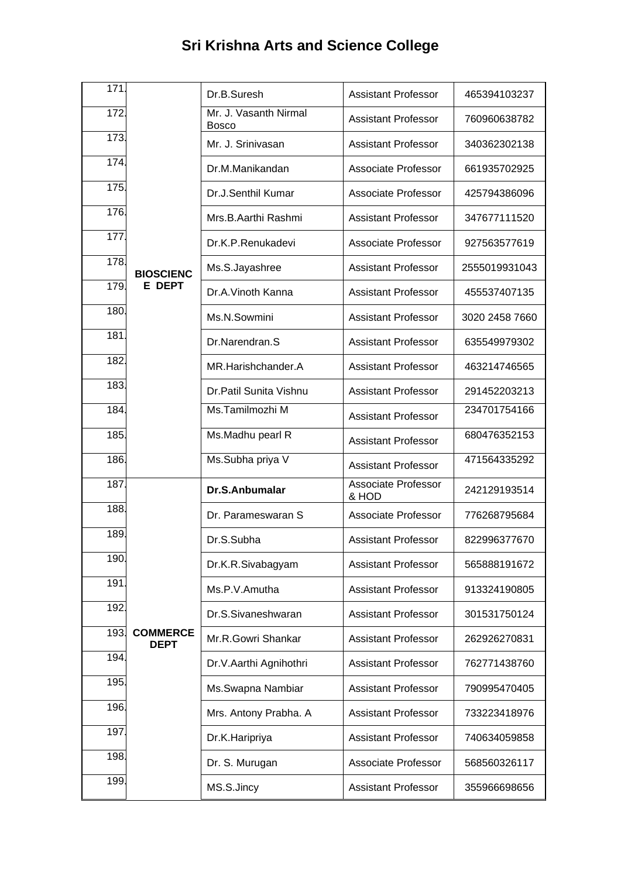# Sri Krishna Arts and Science College

| | | | | |
|---|---|---|---|---|
| 171. | BIOSCIENCE DEPT | Dr.B.Suresh | Assistant Professor | 465394103237 |
| 172. | | Mr. J. Vasanth Nirmal Bosco | Assistant Professor | 760960638782 |
| 173. | | Mr. J. Srinivasan | Assistant Professor | 340362302138 |
| 174. | | Dr.M.Manikandan | Associate Professor | 661935702925 |
| 175. | | Dr.J.Senthil Kumar | Associate Professor | 425794386096 |
| 176. | | Mrs.B.Aarthi Rashmi | Assistant Professor | 347677111520 |
| 177. | | Dr.K.P.Renukadevi | Associate Professor | 927563577619 |
| 178. | | Ms.S.Jayashree | Assistant Professor | 2555019931043 |
| 179. | | Dr.A.Vinoth Kanna | Assistant Professor | 455537407135 |
| 180. | | Ms.N.Sowmini | Assistant Professor | 3020 2458 7660 |
| 181. | | Dr.Narendran.S | Assistant Professor | 635549979302 |
| 182. | | MR.Harishchander.A | Assistant Professor | 463214746565 |
| 183. | | Dr.Patil Sunita Vishnu | Assistant Professor | 291452203213 |
| 184. | | Ms.Tamilmozhi M | Assistant Professor | 234701754166 |
| 185. | | Ms.Madhu pearl R | Assistant Professor | 680476352153 |
| 186. | | Ms.Subha priya V | Assistant Professor | 471564335292 |
| 187. | COMMERCE DEPT | **Dr.S.Anbumalar** | Associate Professor & HOD | 242129193514 |
| 188. | | Dr. Parameswaran S | Associate Professor | 776268795684 |
| 189. | | Dr.S.Subha | Assistant Professor | 822996377670 |
| 190. | | Dr.K.R.Sivabagyam | Assistant Professor | 565888191672 |
| 191. | | Ms.P.V.Amutha | Assistant Professor | 913324190805 |
| 192. | | Dr.S.Sivaneshwaran | Assistant Professor | 301531750124 |
| 193. | | Mr.R.Gowri Shankar | Assistant Professor | 262926270831 |
| 194. | | Dr.V.Aarthi Agnihothri | Assistant Professor | 762771438760 |
| 195. | | Ms.Swapna Nambiar | Assistant Professor | 790995470405 |
| 196. | | Mrs. Antony Prabha. A | Assistant Professor | 733223418976 |
| 197. | | Dr.K.Haripriya | Assistant Professor | 740634059858 |
| 198. | | Dr. S. Murugan | Associate Professor | 568560326117 |
| 199. | | MS.S.Jincy | Assistant Professor | 355966698656 |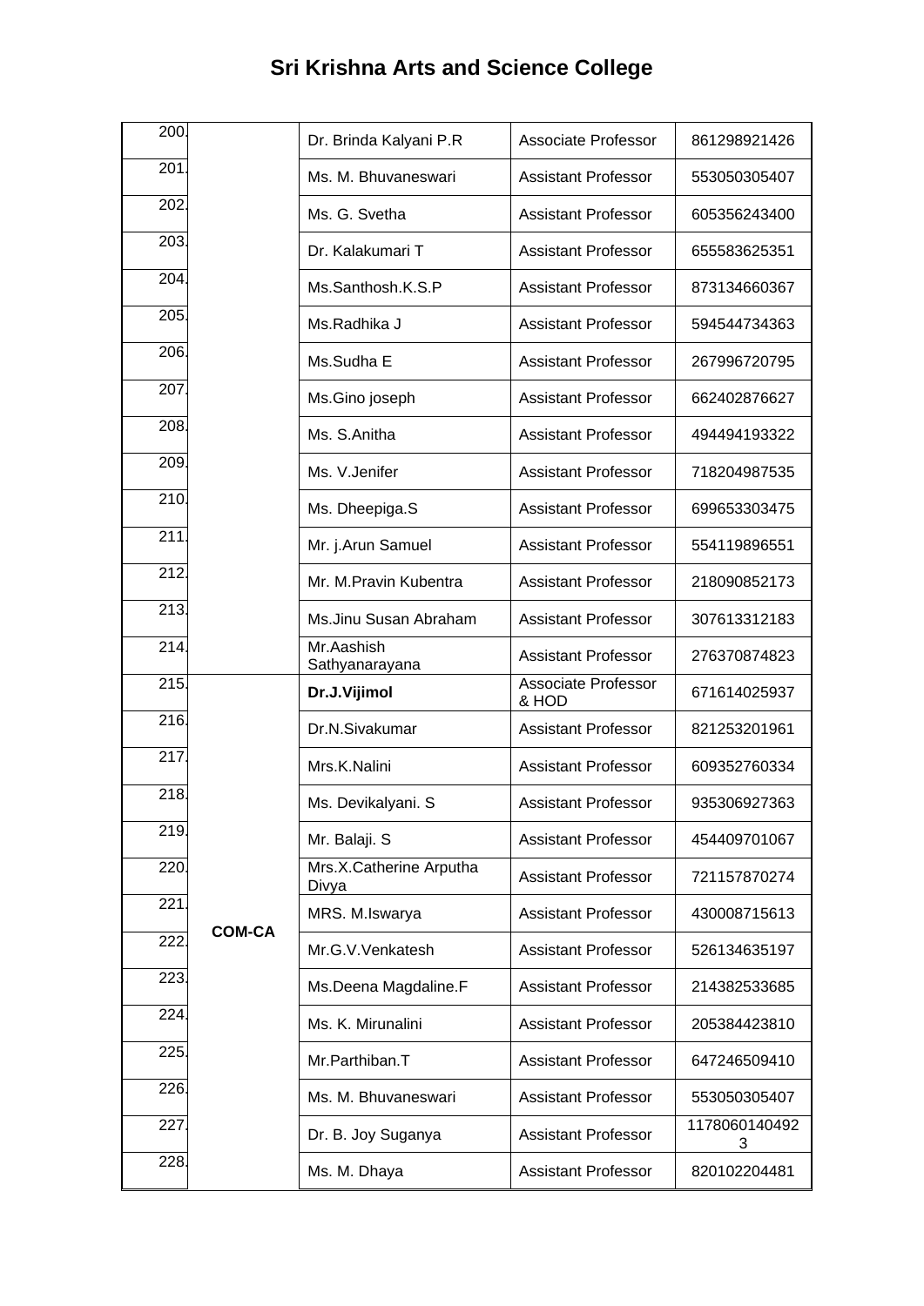# Sri Krishna Arts and Science College

| | | | | |
|---|---|---|---|---|
| 200. | | Dr. Brinda Kalyani P.R | Associate Professor | 861298921426 |
| 201. | | Ms. M. Bhuvaneswari | Assistant Professor | 553050305407 |
| 202. | | Ms. G. Svetha | Assistant Professor | 605356243400 |
| 203. | | Dr. Kalakumari T | Assistant Professor | 655583625351 |
| 204. | | Ms.Santhosh.K.S.P | Assistant Professor | 873134660367 |
| 205. | | Ms.Radhika J | Assistant Professor | 594544734363 |
| 206. | | Ms.Sudha E | Assistant Professor | 267996720795 |
| 207. | | Ms.Gino joseph | Assistant Professor | 662402876627 |
| 208. | | Ms. S.Anitha | Assistant Professor | 494494193322 |
| 209. | | Ms. V.Jenifer | Assistant Professor | 718204987535 |
| 210. | | Ms. Dheepiga.S | Assistant Professor | 699653303475 |
| 211. | | Mr. j.Arun Samuel | Assistant Professor | 554119896551 |
| 212. | | Mr. M.Pravin Kubentra | Assistant Professor | 218090852173 |
| 213. | | Ms.Jinu Susan Abraham | Assistant Professor | 307613312183 |
| 214. | | Mr.Aashish Sathyanarayana | Assistant Professor | 276370874823 |
| 215. | **COM-CA** | **Dr.J.Vijimol** | Associate Professor & HOD | 671614025937 |
| 216. | | Dr.N.Sivakumar | Assistant Professor | 821253201961 |
| 217. | | Mrs.K.Nalini | Assistant Professor | 609352760334 |
| 218. | | Ms. Devikalyani. S | Assistant Professor | 935306927363 |
| 219. | | Mr. Balaji. S | Assistant Professor | 454409701067 |
| 220. | | Mrs.X.Catherine Arputha Divya | Assistant Professor | 721157870274 |
| 221. | | MRS. M.Iswarya | Assistant Professor | 430008715613 |
| 222. | | Mr.G.V.Venkatesh | Assistant Professor | 526134635197 |
| 223. | | Ms.Deena Magdaline.F | Assistant Professor | 214382533685 |
| 224. | | Ms. K. Mirunalini | Assistant Professor | 205384423810 |
| 225. | | Mr.Parthiban.T | Assistant Professor | 647246509410 |
| 226. | | Ms. M. Bhuvaneswari | Assistant Professor | 553050305407 |
| 227. | | Dr. B. Joy Suganya | Assistant Professor | 11780601404923 |
| 228. | | Ms. M. Dhaya | Assistant Professor | 820102204481 |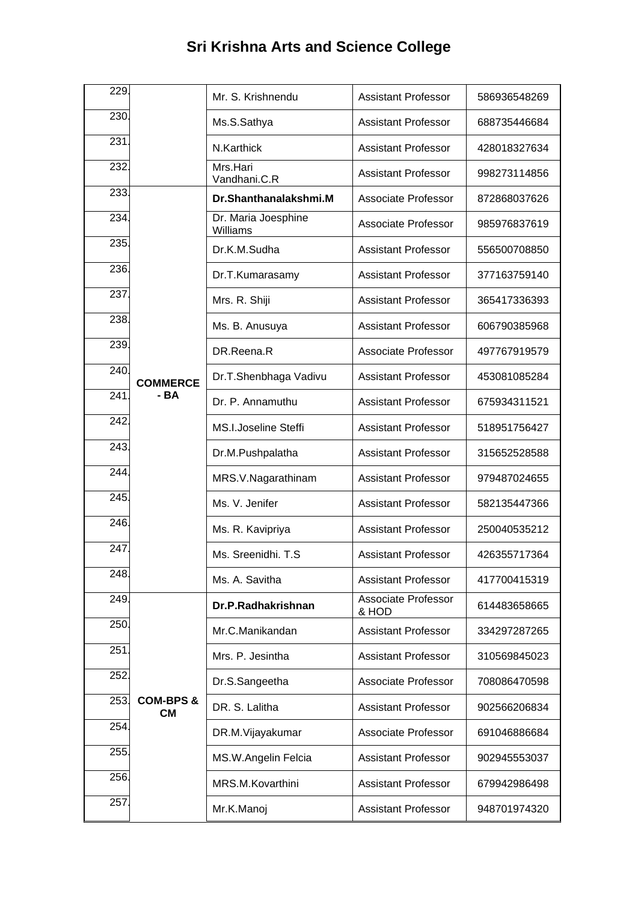# Sri Krishna Arts and Science College

| | | | | |
|---|---|---|---|---|
| 229. | | Mr. S. Krishnendu | Assistant Professor | 586936548269 |
| 230. | | Ms.S.Sathya | Assistant Professor | 688735446684 |
| 231. | | N.Karthick | Assistant Professor | 428018327634 |
| 232. | | Mrs.Hari Vandhani.C.R | Assistant Professor | 998273114856 |
| 233. | **COMMERCE - BA** | **Dr.Shanthanalakshmi.M** | Associate Professor | 872868037626 |
| 234. | | Dr. Maria Joesphine Williams | Associate Professor | 985976837619 |
| 235. | | Dr.K.M.Sudha | Assistant Professor | 556500708850 |
| 236. | | Dr.T.Kumarasamy | Assistant Professor | 377163759140 |
| 237. | | Mrs. R. Shiji | Assistant Professor | 365417336393 |
| 238. | | Ms. B. Anusuya | Assistant Professor | 606790385968 |
| 239. | | DR.Reena.R | Associate Professor | 497767919579 |
| 240. | | Dr.T.Shenbhaga Vadivu | Assistant Professor | 453081085284 |
| 241. | | Dr. P. Annamuthu | Assistant Professor | 675934311521 |
| 242. | | MS.I.Joseline Steffi | Assistant Professor | 518951756427 |
| 243. | | Dr.M.Pushpalatha | Assistant Professor | 315652528588 |
| 244. | | MRS.V.Nagarathinam | Assistant Professor | 979487024655 |
| 245. | | Ms. V. Jenifer | Assistant Professor | 582135447366 |
| 246. | | Ms. R. Kavipriya | Assistant Professor | 250040535212 |
| 247. | | Ms. Sreenidhi. T.S | Assistant Professor | 426355717364 |
| 248. | | Ms. A. Savitha | Assistant Professor | 417700415319 |
| 249. | **COM-BPS & CM** | **Dr.P.Radhakrishnan** | Associate Professor & HOD | 614483658665 |
| 250. | | Mr.C.Manikandan | Assistant Professor | 334297287265 |
| 251. | | Mrs. P. Jesintha | Assistant Professor | 310569845023 |
| 252. | | Dr.S.Sangeetha | Associate Professor | 708086470598 |
| 253. | | DR. S. Lalitha | Assistant Professor | 902566206834 |
| 254. | | DR.M.Vijayakumar | Associate Professor | 691046886684 |
| 255. | | MS.W.Angelin Felcia | Assistant Professor | 902945553037 |
| 256. | | MRS.M.Kovarthini | Assistant Professor | 679942986498 |
| 257. | | Mr.K.Manoj | Assistant Professor | 948701974320 |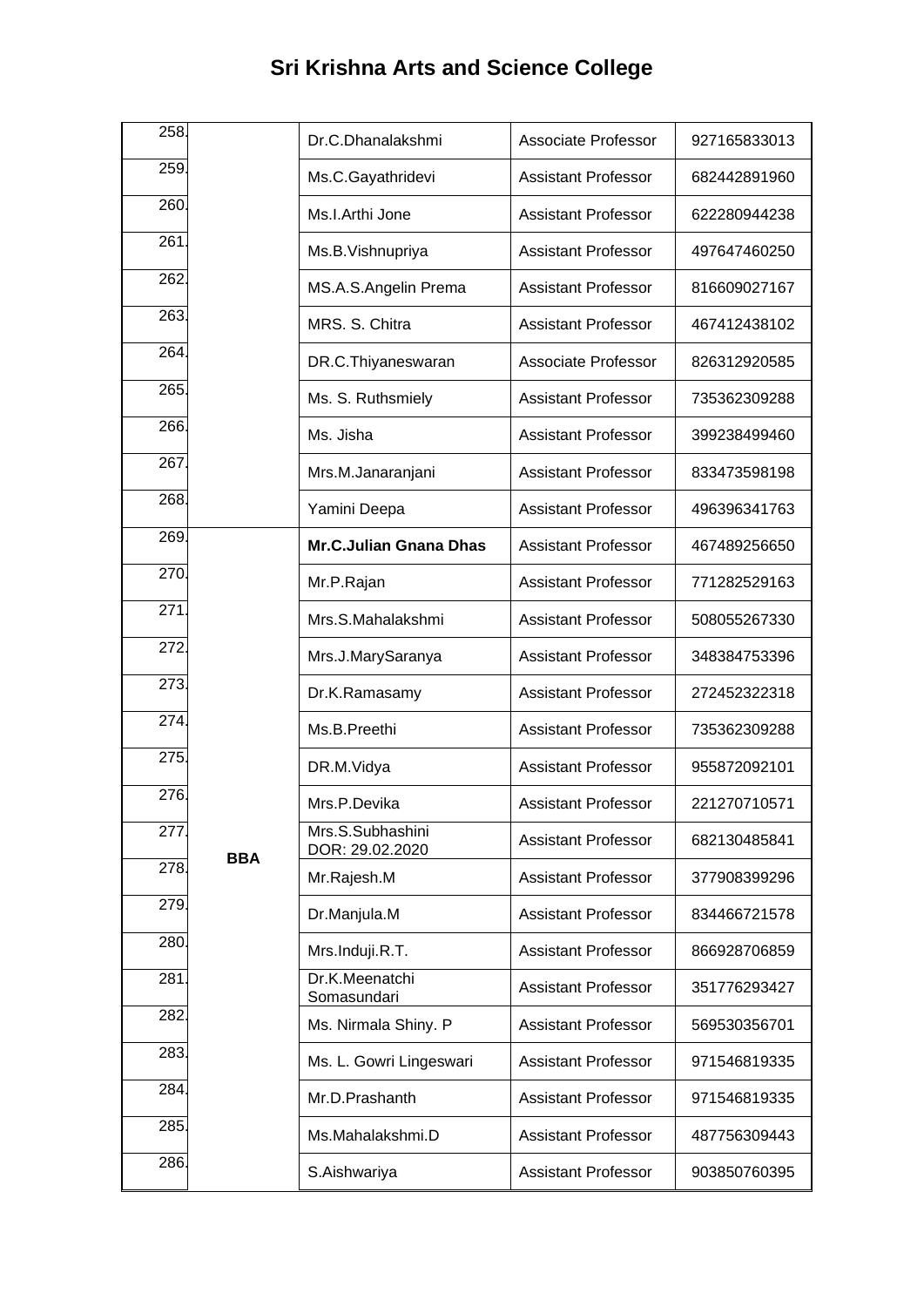# Sri Krishna Arts and Science College

| | | | | |
|---|---|---|---|---|
| 258. | | Dr.C.Dhanalakshmi | Associate Professor | 927165833013 |
| 259. | | Ms.C.Gayathridevi | Assistant Professor | 682442891960 |
| 260. | | Ms.I.Arthi Jone | Assistant Professor | 622280944238 |
| 261. | | Ms.B.Vishnupriya | Assistant Professor | 497647460250 |
| 262. | | MS.A.S.Angelin Prema | Assistant Professor | 816609027167 |
| 263. | | MRS. S. Chitra | Assistant Professor | 467412438102 |
| 264. | | DR.C.Thiyaneswaran | Associate Professor | 826312920585 |
| 265. | | Ms. S. Ruthsmiely | Assistant Professor | 735362309288 |
| 266. | | Ms. Jisha | Assistant Professor | 399238499460 |
| 267. | | Mrs.M.Janaranjani | Assistant Professor | 833473598198 |
| 268. | | Yamini Deepa | Assistant Professor | 496396341763 |
| 269. | BBA | **Mr.C.Julian Gnana Dhas** | Assistant Professor | 467489256650 |
| 270. | | Mr.P.Rajan | Assistant Professor | 771282529163 |
| 271. | | Mrs.S.Mahalakshmi | Assistant Professor | 508055267330 |
| 272. | | Mrs.J.MarySaranya | Assistant Professor | 348384753396 |
| 273. | | Dr.K.Ramasamy | Assistant Professor | 272452322318 |
| 274. | | Ms.B.Preethi | Assistant Professor | 735362309288 |
| 275. | | DR.M.Vidya | Assistant Professor | 955872092101 |
| 276. | | Mrs.P.Devika | Assistant Professor | 221270710571 |
| 277. | | Mrs.S.Subhashini DOR: 29.02.2020 | Assistant Professor | 682130485841 |
| 278. | | Mr.Rajesh.M | Assistant Professor | 377908399296 |
| 279. | | Dr.Manjula.M | Assistant Professor | 834466721578 |
| 280. | | Mrs.Induji.R.T. | Assistant Professor | 866928706859 |
| 281. | | Dr.K.Meenatchi Somasundari | Assistant Professor | 351776293427 |
| 282. | | Ms. Nirmala Shiny. P | Assistant Professor | 569530356701 |
| 283. | | Ms. L. Gowri Lingeswari | Assistant Professor | 971546819335 |
| 284. | | Mr.D.Prashanth | Assistant Professor | 971546819335 |
| 285. | | Ms.Mahalakshmi.D | Assistant Professor | 487756309443 |
| 286. | | S.Aishwariya | Assistant Professor | 903850760395 |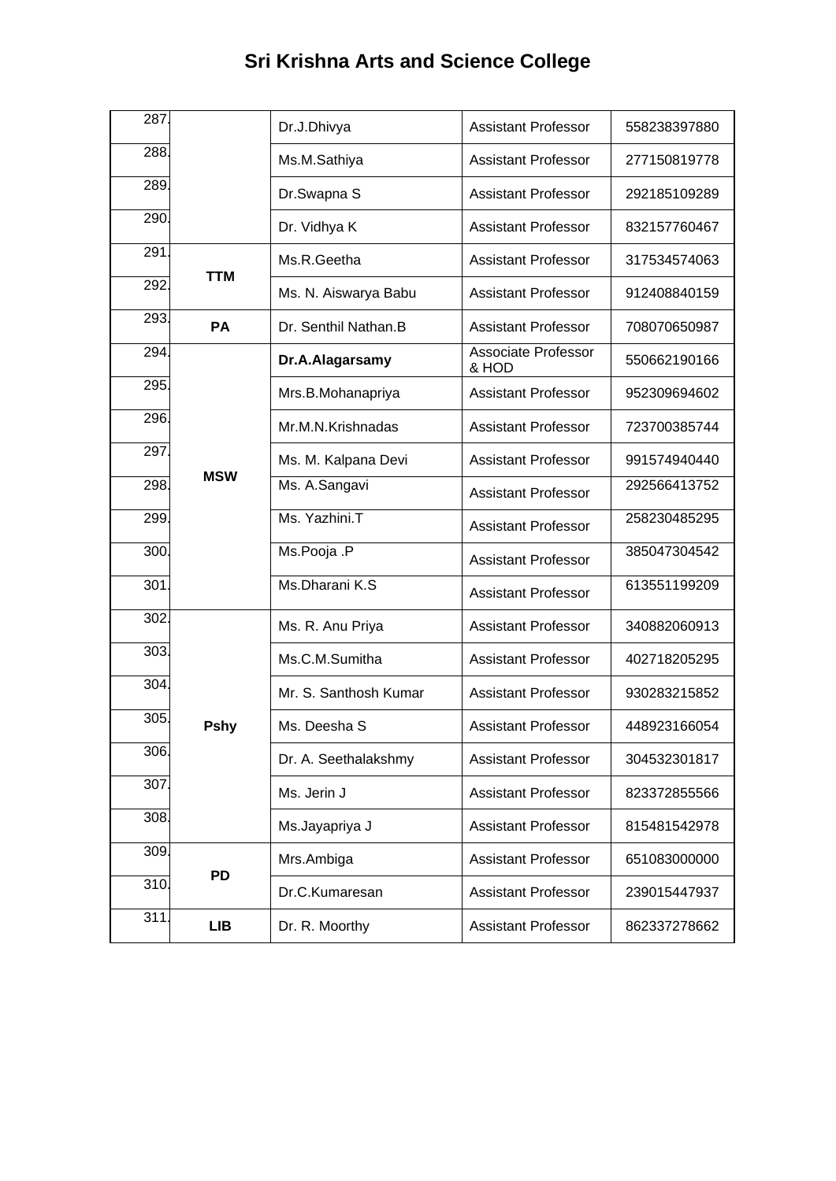# Sri Krishna Arts and Science College

| | | | | |
|---|---|---|---|---|
| 287. | | Dr.J.Dhivya | Assistant Professor | 558238397880 |
| 288. | | Ms.M.Sathiya | Assistant Professor | 277150819778 |
| 289. | | Dr.Swapna S | Assistant Professor | 292185109289 |
| 290. | | Dr. Vidhya K | Assistant Professor | 832157760467 |
| 291. | **TTM** | Ms.R.Geetha | Assistant Professor | 317534574063 |
| 292. | | Ms. N. Aiswarya Babu | Assistant Professor | 912408840159 |
| 293. | **PA** | Dr. Senthil Nathan.B | Assistant Professor | 708070650987 |
| 294. | **MSW** | **Dr.A.Alagarsamy** | Associate Professor & HOD | 550662190166 |
| 295. | | Mrs.B.Mohanapriya | Assistant Professor | 952309694602 |
| 296. | | Mr.M.N.Krishnadas | Assistant Professor | 723700385744 |
| 297. | | Ms. M. Kalpana Devi | Assistant Professor | 991574940440 |
| 298. | | Ms. A.Sangavi | Assistant Professor | 292566413752 |
| 299. | | Ms. Yazhini.T | Assistant Professor | 258230485295 |
| 300. | | Ms.Pooja .P | Assistant Professor | 385047304542 |
| 301. | | Ms.Dharani K.S | Assistant Professor | 613551199209 |
| 302. | **Pshy** | Ms. R. Anu Priya | Assistant Professor | 340882060913 |
| 303. | | Ms.C.M.Sumitha | Assistant Professor | 402718205295 |
| 304. | | Mr. S. Santhosh Kumar | Assistant Professor | 930283215852 |
| 305. | | Ms. Deesha S | Assistant Professor | 448923166054 |
| 306. | | Dr. A. Seethalakshmy | Assistant Professor | 304532301817 |
| 307. | | Ms. Jerin J | Assistant Professor | 823372855566 |
| 308. | | Ms.Jayapriya J | Assistant Professor | 815481542978 |
| 309. | **PD** | Mrs.Ambiga | Assistant Professor | 651083000000 |
| 310. | | Dr.C.Kumaresan | Assistant Professor | 239015447937 |
| 311. | **LIB** | Dr. R. Moorthy | Assistant Professor | 862337278662 |